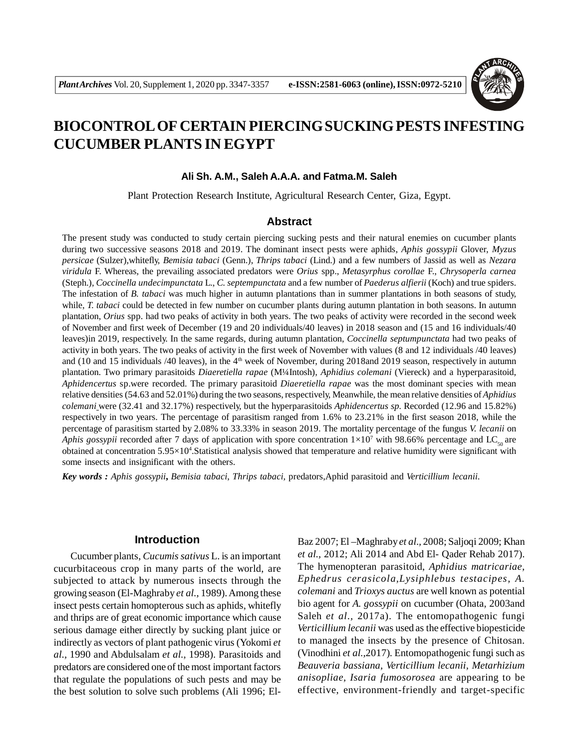# BIOCONTROL OF CERTAIN PIERCING SUCKING PESTS INFESTING CUCUMBER PLANTS IN EGYPT

**Ali Sh. A.M., Saleh A.A.A. and Fatma.M. Saleh**

Plant Protection Research Institute, Agricultural Research Center, Giza, Egypt.

## Abstract

The present study was conducted to study certain piercing sucking pests and their natural enemies on cucumber plants during two successive seasons 2018 and 2019. The dominant insect pests were aphids, *Aphis gossypii* Glover, *Myzus persicae* (Sulzer),whitefly, *Bemisia tabaci* (Genn.), *Thrips tabaci* (Lind.) and a few numbers of Jassid as well as *Nezara viridula* F. Whereas, the prevailing associated predators were *Orius* spp., *Metasyrphus corollae* F., *Chrysoperla carnea* (Steph.), *Coccinella undecimpunctata* L., *C. septempunctata* and a few number of *Paederus alfierii* (Koch) and true spiders. The infestation of *B. tabaci* was much higher in autumn plantations than in summer plantations in both seasons of study, while, *T. tabaci* could be detected in few number on cucumber plants during autumn plantation in both seasons. In autumn plantation, *Orius* spp. had two peaks of activity in both years. The two peaks of activity were recorded in the second week of November and first week of December (19 and 20 individuals/40 leaves) in 2018 season and (15 and 16 individuals/40 leaves)in 2019, respectively. In the same regards, during autumn plantation, *Coccinella septumpunctata* had two peaks of activity in both years. The two peaks of activity in the first week of November with values (8 and 12 individuals /40 leaves) and (10 and 15 individuals /40 leaves), in the 4th week of November, during 2018and 2019 season, respectively in autumn plantation. Two primary parasitoids *Diaeretiella rapae* (M¼Intosh), *Aphidius colemani* (Viereck) and a hyperparasitoid, *Aphidencertus* sp.were recorded. The primary parasitoid *Diaeretiella rapae* was the most dominant species with mean relative densities (54.63 and 52.01%) during the two seasons, respectively, Meanwhile, the mean relative densities of *Aphidius colemani* were (32.41 and 32.17%) respectively, but the hyperparasitoids *Aphidencertus sp.* Recorded (12.96 and 15.82%) respectively in two years. The percentage of parasitism ranged from 1.6% to 23.21% in the first season 2018, while the percentage of parasitism started by 2.08% to 33.33% in season 2019. The mortality percentage of the fungus *V. lecanii* on *Aphis gossypii* recorded after 7 days of application with spore concentration $1\times10^{7}$ with 98.66% percentage and $LC_{50}$ are obtained at concentration $5.95\times10^{4}$.Statistical analysis showed that temperature and relative humidity were significant with some insects and insignificant with the others.

***Key words :*** *Aphis gossypii***,** *Bemisia tabaci*, *Thrips tabaci*, predators,Aphid parasitoid and *Verticillium lecanii*.

## Introduction

Cucumber plants, *Cucumis sativus* L. is an important cucurbitaceous crop in many parts of the world, are subjected to attack by numerous insects through the growing season (El-Maghraby *et al.,* 1989). Among these insect pests certain homopterous such as aphids, whitefly and thrips are of great economic importance which cause serious damage either directly by sucking plant juice or indirectly as vectors of plant pathogenic virus (Yokomi *et al.,* 1990 and Abdulsalam *et al.,* 1998). Parasitoids and predators are considered one of the most important factors that regulate the populations of such pests and may be the best solution to solve such problems (Ali 1996; El-Baz 2007; El –Maghraby *et al.,* 2008; Saljoqi 2009; Khan *et al.,* 2012; Ali 2014 and Abd El- Qader Rehab 2017). The hymenopteran parasitoid, *Aphidius matricariae, Ephedrus cerasicola,Lysiphlebus testacipes, A. colemani* and *Trioxys auctus* are well known as potential bio agent for *A. gossypii* on cucumber (Ohata, 2003and Saleh *et al.,* 2017a). The entomopathogenic fungi *Verticillium lecanii* was used as the effective biopesticide to managed the insects by the presence of Chitosan. (Vinodhini *et al.,*2017). Entomopathogenic fungi such as *Beauveria bassiana, Verticillium lecanii, Metarhizium anisopliae, Isaria fumosorosea* are appearing to be effective, environment-friendly and target-specific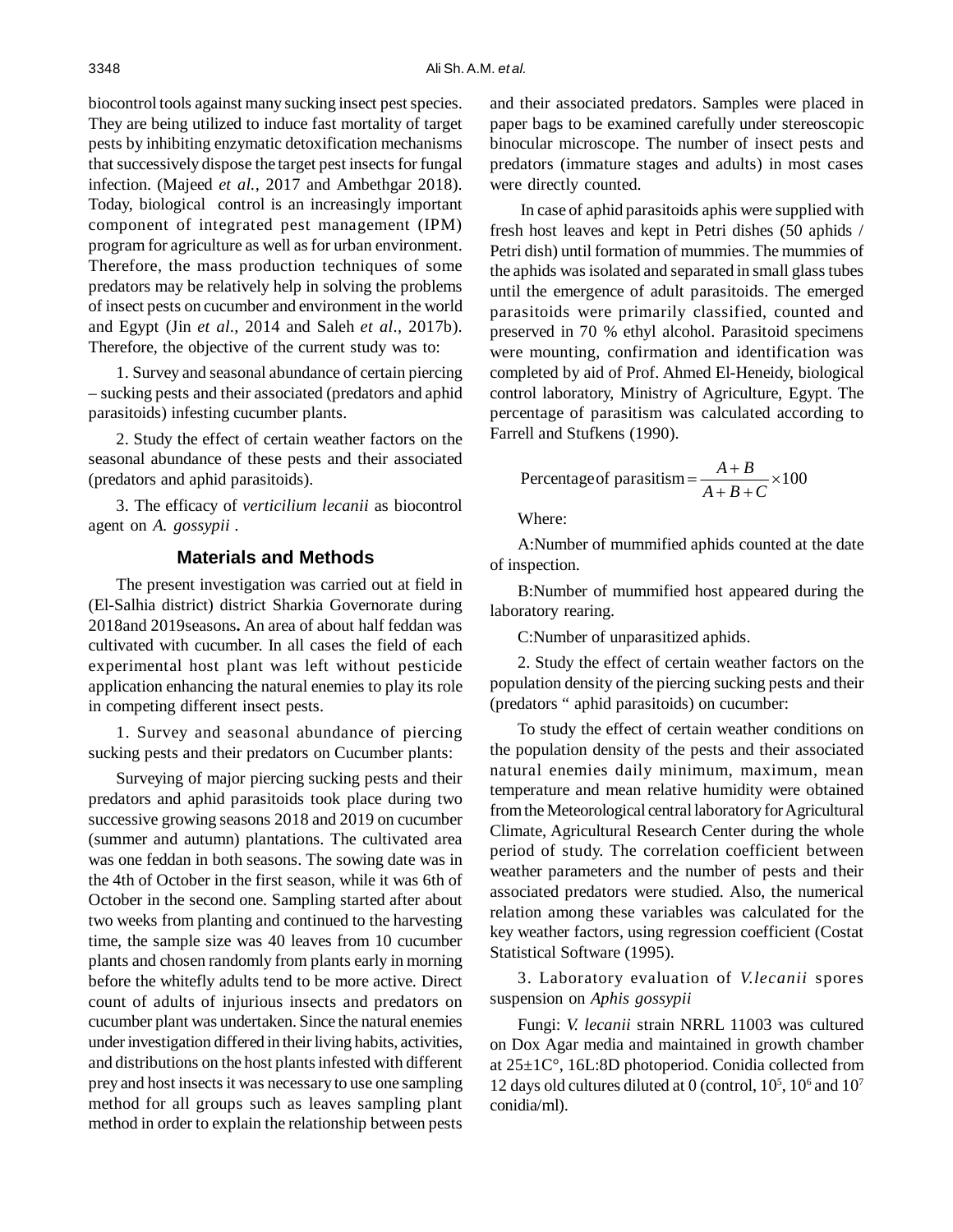biocontrol tools against many sucking insect pest species. They are being utilized to induce fast mortality of target pests by inhibiting enzymatic detoxification mechanisms that successively dispose the target pest insects for fungal infection. (Majeed *et al.,* 2017 and Ambethgar 2018). Today, biological control is an increasingly important component of integrated pest management (IPM) program for agriculture as well as for urban environment. Therefore, the mass production techniques of some predators may be relatively help in solving the problems of insect pests on cucumber and environment in the world and Egypt (Jin *et al.,* 2014 and Saleh *et al.,* 2017b). Therefore, the objective of the current study was to:

1. Survey and seasonal abundance of certain piercing – sucking pests and their associated (predators and aphid parasitoids) infesting cucumber plants.

2. Study the effect of certain weather factors on the seasonal abundance of these pests and their associated (predators and aphid parasitoids).

3. The efficacy of *verticilium lecanii* as biocontrol agent on *A. gossypii* .

## Materials and Methods

The present investigation was carried out at field in (El-Salhia district) district Sharkia Governorate during 2018and 2019seasons**.** An area of about half feddan was cultivated with cucumber. In all cases the field of each experimental host plant was left without pesticide application enhancing the natural enemies to play its role in competing different insect pests.

1. Survey and seasonal abundance of piercing sucking pests and their predators on Cucumber plants:

Surveying of major piercing sucking pests and their predators and aphid parasitoids took place during two successive growing seasons 2018 and 2019 on cucumber (summer and autumn) plantations. The cultivated area was one feddan in both seasons. The sowing date was in the 4th of October in the first season, while it was 6th of October in the second one. Sampling started after about two weeks from planting and continued to the harvesting time, the sample size was 40 leaves from 10 cucumber plants and chosen randomly from plants early in morning before the whitefly adults tend to be more active. Direct count of adults of injurious insects and predators on cucumber plant was undertaken. Since the natural enemies under investigation differed in their living habits, activities, and distributions on the host plants infested with different prey and host insects it was necessary to use one sampling method for all groups such as leaves sampling plant method in order to explain the relationship between pests and their associated predators. Samples were placed in paper bags to be examined carefully under stereoscopic binocular microscope. The number of insect pests and predators (immature stages and adults) in most cases were directly counted.

In case of aphid parasitoids aphis were supplied with fresh host leaves and kept in Petri dishes (50 aphids / Petri dish) until formation of mummies. The mummies of the aphids was isolated and separated in small glass tubes until the emergence of adult parasitoids. The emerged parasitoids were primarily classified, counted and preserved in 70 % ethyl alcohol. Parasitoid specimens were mounting, confirmation and identification was completed by aid of Prof. Ahmed El-Heneidy, biological control laboratory, Ministry of Agriculture, Egypt. The percentage of parasitism was calculated according to Farrell and Stufkens (1990).

$$\text{Percentage of parasitism} = \frac{A+B}{A+B+C} \times 100$$

Where:

A:Number of mummified aphids counted at the date of inspection.

B:Number of mummified host appeared during the laboratory rearing.

C:Number of unparasitized aphids.

2. Study the effect of certain weather factors on the population density of the piercing sucking pests and their (predators " aphid parasitoids) on cucumber:

To study the effect of certain weather conditions on the population density of the pests and their associated natural enemies daily minimum, maximum, mean temperature and mean relative humidity were obtained from the Meteorological central laboratory for Agricultural Climate, Agricultural Research Center during the whole period of study. The correlation coefficient between weather parameters and the number of pests and their associated predators were studied. Also, the numerical relation among these variables was calculated for the key weather factors, using regression coefficient (Costat Statistical Software (1995).

3. Laboratory evaluation of *V.lecanii* spores suspension on *Aphis gossypii*

Fungi: *V. lecanii* strain NRRL 11003 was cultured on Dox Agar media and maintained in growth chamber at 25±1C°, 16L:8D photoperiod. Conidia collected from 12 days old cultures diluted at 0 (control, $10^5$, $10^6$ and $10^7$ conidia/ml).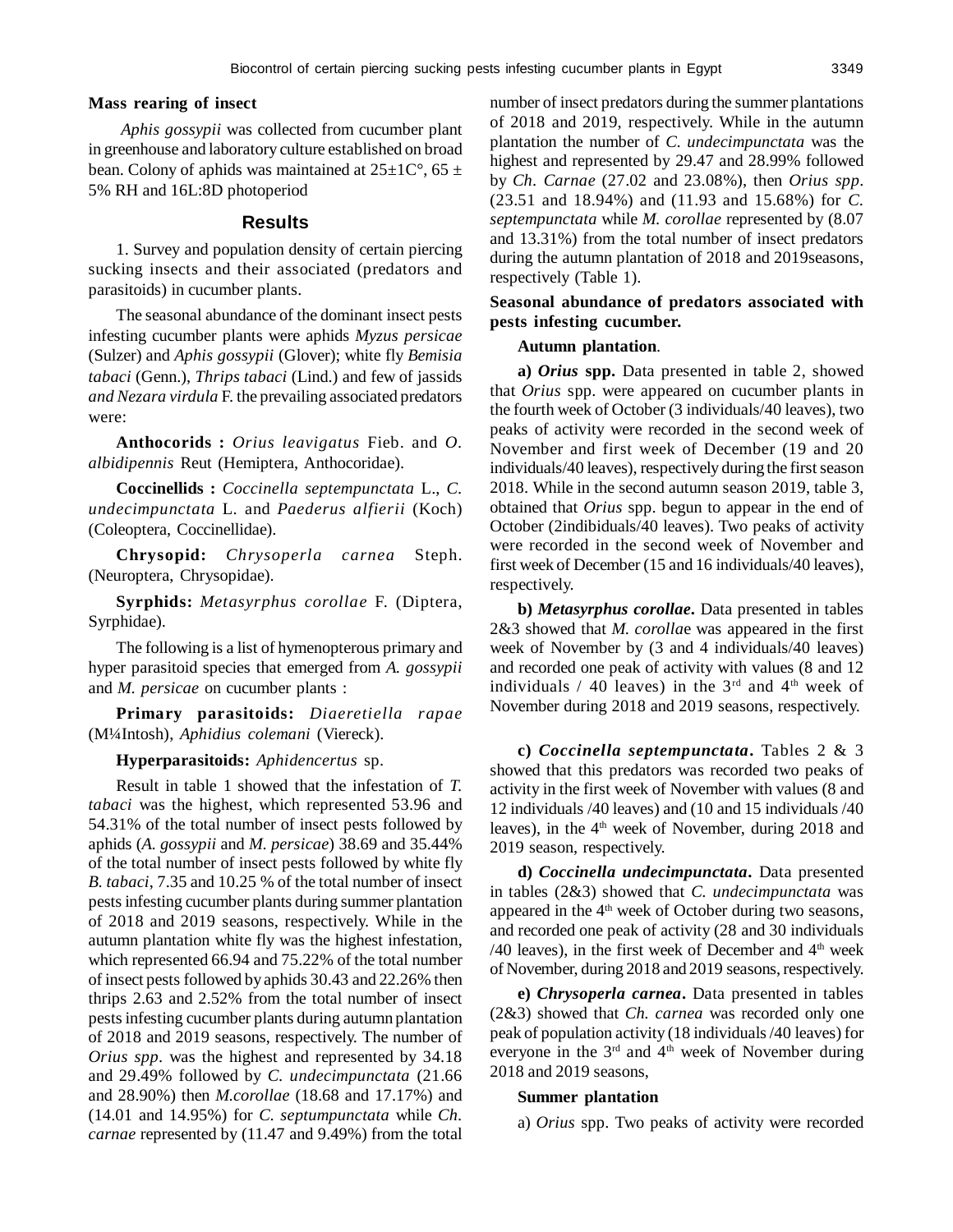**Mass rearing of insect**

*Aphis gossypii* was collected from cucumber plant in greenhouse and laboratory culture established on broad bean. Colony of aphids was maintained at 25±1C°, 65 ± 5% RH and 16L:8D photoperiod

## Results

1. Survey and population density of certain piercing sucking insects and their associated (predators and parasitoids) in cucumber plants.

The seasonal abundance of the dominant insect pests infesting cucumber plants were aphids *Myzus persicae* (Sulzer) and *Aphis gossypii* (Glover); white fly *Bemisia tabaci* (Genn.), *Thrips tabaci* (Lind.) and few of jassids *and Nezara virdula* F. the prevailing associated predators were:

**Anthocorids :** *Orius leavigatus* Fieb. and *O. albidipennis* Reut (Hemiptera, Anthocoridae).

**Coccinellids :** *Coccinella septempunctata* L., *C. undecimpunctata* L. and *Paederus alfierii* (Koch) (Coleoptera, Coccinellidae).

**Chrysopid:** *Chrysoperla carnea* Steph. (Neuroptera, Chrysopidae).

**Syrphids:** *Metasyrphus corollae* F. (Diptera, Syrphidae).

The following is a list of hymenopterous primary and hyper parasitoid species that emerged from *A. gossypii* and *M. persicae* on cucumber plants :

**Primary parasitoids:** *Diaeretiella rapae* (M¼Intosh), *Aphidius colemani* (Viereck).

**Hyperparasitoids:** *Aphidencertus* sp.

Result in table 1 showed that the infestation of *T. tabaci* was the highest, which represented 53.96 and 54.31% of the total number of insect pests followed by aphids (*A. gossypii* and *M. persicae*) 38.69 and 35.44% of the total number of insect pests followed by white fly *B. tabaci*, 7.35 and 10.25 % of the total number of insect pests infesting cucumber plants during summer plantation of 2018 and 2019 seasons, respectively. While in the autumn plantation white fly was the highest infestation, which represented 66.94 and 75.22% of the total number of insect pests followed by aphids 30.43 and 22.26% then thrips 2.63 and 2.52% from the total number of insect pests infesting cucumber plants during autumn plantation of 2018 and 2019 seasons, respectively. The number of *Orius spp*. was the highest and represented by 34.18 and 29.49% followed by *C. undecimpunctata* (21.66 and 28.90%) then *M.corollae* (18.68 and 17.17%) and (14.01 and 14.95%) for *C. septumpunctata* while *Ch. carnae* represented by (11.47 and 9.49%) from the total number of insect predators during the summer plantations of 2018 and 2019, respectively. While in the autumn plantation the number of *C. undecimpunctata* was the highest and represented by 29.47 and 28.99% followed by *Ch. Carnae* (27.02 and 23.08%), then *Orius spp*. (23.51 and 18.94%) and (11.93 and 15.68%) for *C. septempunctata* while *M. corollae* represented by (8.07 and 13.31%) from the total number of insect predators during the autumn plantation of 2018 and 2019seasons, respectively (Table 1).

**Seasonal abundance of predators associated with pests infesting cucumber.**

**Autumn plantation**.

**a)** ***Orius*** **spp.** Data presented in table 2, showed that *Orius* spp. were appeared on cucumber plants in the fourth week of October (3 individuals/40 leaves), two peaks of activity were recorded in the second week of November and first week of December (19 and 20 individuals/40 leaves), respectively during the first season 2018. While in the second autumn season 2019, table 3, obtained that *Orius* spp. begun to appear in the end of October (2indibiduals/40 leaves). Two peaks of activity were recorded in the second week of November and first week of December (15 and 16 individuals/40 leaves), respectively.

**b)** ***Metasyrphus corollae*****.** Data presented in tables 2&3 showed that *M. corolla*e was appeared in the first week of November by (3 and 4 individuals/40 leaves) and recorded one peak of activity with values (8 and 12 individuals / 40 leaves) in the 3rd and 4th week of November during 2018 and 2019 seasons, respectively.

**c)** ***Coccinella septempunctata*****.** Tables 2 & 3 showed that this predators was recorded two peaks of activity in the first week of November with values (8 and 12 individuals /40 leaves) and (10 and 15 individuals /40 leaves), in the 4th week of November, during 2018 and 2019 season, respectively.

**d)** ***Coccinella undecimpunctata*****.** Data presented in tables (2&3) showed that *C. undecimpunctata* was appeared in the 4th week of October during two seasons, and recorded one peak of activity (28 and 30 individuals /40 leaves), in the first week of December and 4th week of November, during 2018 and 2019 seasons, respectively.

**e)** ***Chrysoperla carnea*****.** Data presented in tables (2&3) showed that *Ch. carnea* was recorded only one peak of population activity (18 individuals /40 leaves) for everyone in the 3rd and 4th week of November during 2018 and 2019 seasons,

**Summer plantation**

a) *Orius* spp. Two peaks of activity were recorded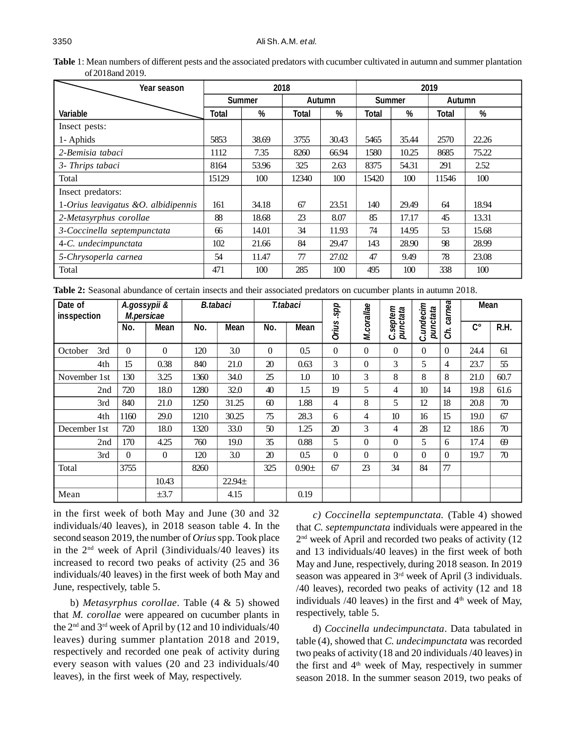**Table** 1: Mean numbers of different pests and the associated predators with cucumber cultivated in autumn and summer plantation of 2018and 2019.

| Year season / Variable | 2018 | | | | 2019 | | | |
|---|---|---|---|---|---|---|---|---|
| | Summer | | Autumn | | Summer | | Autumn | |
| | Total | % | Total | % | Total | % | Total | % |
| Insect pests: | | | | | | | | |
| 1- Aphids | 5853 | 38.69 | 3755 | 30.43 | 5465 | 35.44 | 2570 | 22.26 |
| *2-Bemisia tabaci* | 1112 | 7.35 | 8260 | 66.94 | 1580 | 10.25 | 8685 | 75.22 |
| *3- Thrips tabaci* | 8164 | 53.96 | 325 | 2.63 | 8375 | 54.31 | 291 | 2.52 |
| Total | 15129 | 100 | 12340 | 100 | 15420 | 100 | 11546 | 100 |
| Insect predators: | | | | | | | | |
| 1-*Orius leavigatus &O. albidipennis* | 161 | 34.18 | 67 | 23.51 | 140 | 29.49 | 64 | 18.94 |
| *2-Metasyrphus corollae* | 88 | 18.68 | 23 | 8.07 | 85 | 17.17 | 45 | 13.31 |
| *3-Coccinella septempunctata* | 66 | 14.01 | 34 | 11.93 | 74 | 14.95 | 53 | 15.68 |
| 4-*C. undecimpunctata* | 102 | 21.66 | 84 | 29.47 | 143 | 28.90 | 98 | 28.99 |
| *5-Chrysoperla carnea* | 54 | 11.47 | 77 | 27.02 | 47 | 9.49 | 78 | 23.08 |
| Total | 471 | 100 | 285 | 100 | 495 | 100 | 338 | 100 |

**Table 2:** Seasonal abundance of certain insects and their associated predators on cucumber plants in autumn 2018.

| Date of insspection | *A.gossypii & M.persicae* | | *B.tabaci* | | *T.tabaci* | | *Orius .spp* | *M.corallae* | *C.septem punctata* | *C.undecim punctata* | *Ch. carnea* | Mean | |
|---|---|---|---|---|---|---|---|---|---|---|---|---|---|
| | No. | Mean | No. | Mean | No. | Mean | | | | | | C° | R.H. |
| October 3rd | 0 | 0 | 120 | 3.0 | 0 | 0.5 | 0 | 0 | 0 | 0 | 0 | 24.4 | 61 |
| 4th | 15 | 0.38 | 840 | 21.0 | 20 | 0.63 | 3 | 0 | 3 | 5 | 4 | 23.7 | 55 |
| November 1st | 130 | 3.25 | 1360 | 34.0 | 25 | 1.0 | 10 | 3 | 8 | 8 | 8 | 21.0 | 60.7 |
| 2nd | 720 | 18.0 | 1280 | 32.0 | 40 | 1.5 | 19 | 5 | 4 | 10 | 14 | 19.8 | 61.6 |
| 3rd | 840 | 21.0 | 1250 | 31.25 | 60 | 1.88 | 4 | 8 | 5 | 12 | 18 | 20.8 | 70 |
| 4th | 1160 | 29.0 | 1210 | 30.25 | 75 | 28.3 | 6 | 4 | 10 | 16 | 15 | 19.0 | 67 |
| December 1st | 720 | 18.0 | 1320 | 33.0 | 50 | 1.25 | 20 | 3 | 4 | 28 | 12 | 18.6 | 70 |
| 2nd | 170 | 4.25 | 760 | 19.0 | 35 | 0.88 | 5 | 0 | 0 | 5 | 6 | 17.4 | 69 |
| 3rd | 0 | 0 | 120 | 3.0 | 20 | 0.5 | 0 | 0 | 0 | 0 | 0 | 19.7 | 70 |
| Total | 3755 | | 8260 | | 325 | 0.90± | 67 | 23 | 34 | 84 | 77 | | |
| | | 10.43 | | 22.94± | | | | | | | | | |
| Mean | | ±3.7 | | 4.15 | | 0.19 | | | | | | | |

in the first week of both May and June (30 and 32 individuals/40 leaves), in 2018 season table 4. In the second season 2019, the number of *Orius* spp. Took place in the 2nd week of April (3individuals/40 leaves) its increased to record two peaks of activity (25 and 36 individuals/40 leaves) in the first week of both May and June, respectively, table 5.

b) *Metasyrphus corollae*. Table (4 & 5) showed that *M. corollae* were appeared on cucumber plants in the 2nd and 3rd week of April by (12 and 10 individuals/40 leaves) during summer plantation 2018 and 2019, respectively and recorded one peak of activity during every season with values (20 and 23 individuals/40 leaves), in the first week of May, respectively.

*c) Coccinella septempunctata.* (Table 4) showed that *C. septempunctata* individuals were appeared in the 2nd week of April and recorded two peaks of activity (12 and 13 individuals/40 leaves) in the first week of both May and June, respectively, during 2018 season. In 2019 season was appeared in 3rd week of April (3 individuals. /40 leaves), recorded two peaks of activity (12 and 18 individuals /40 leaves) in the first and 4th week of May, respectively, table 5.

d) *Coccinella undecimpunctata*. Data tabulated in table (4), showed that *C. undecimpunctata* was recorded two peaks of activity (18 and 20 individuals /40 leaves) in the first and 4th week of May, respectively in summer season 2018. In the summer season 2019, two peaks of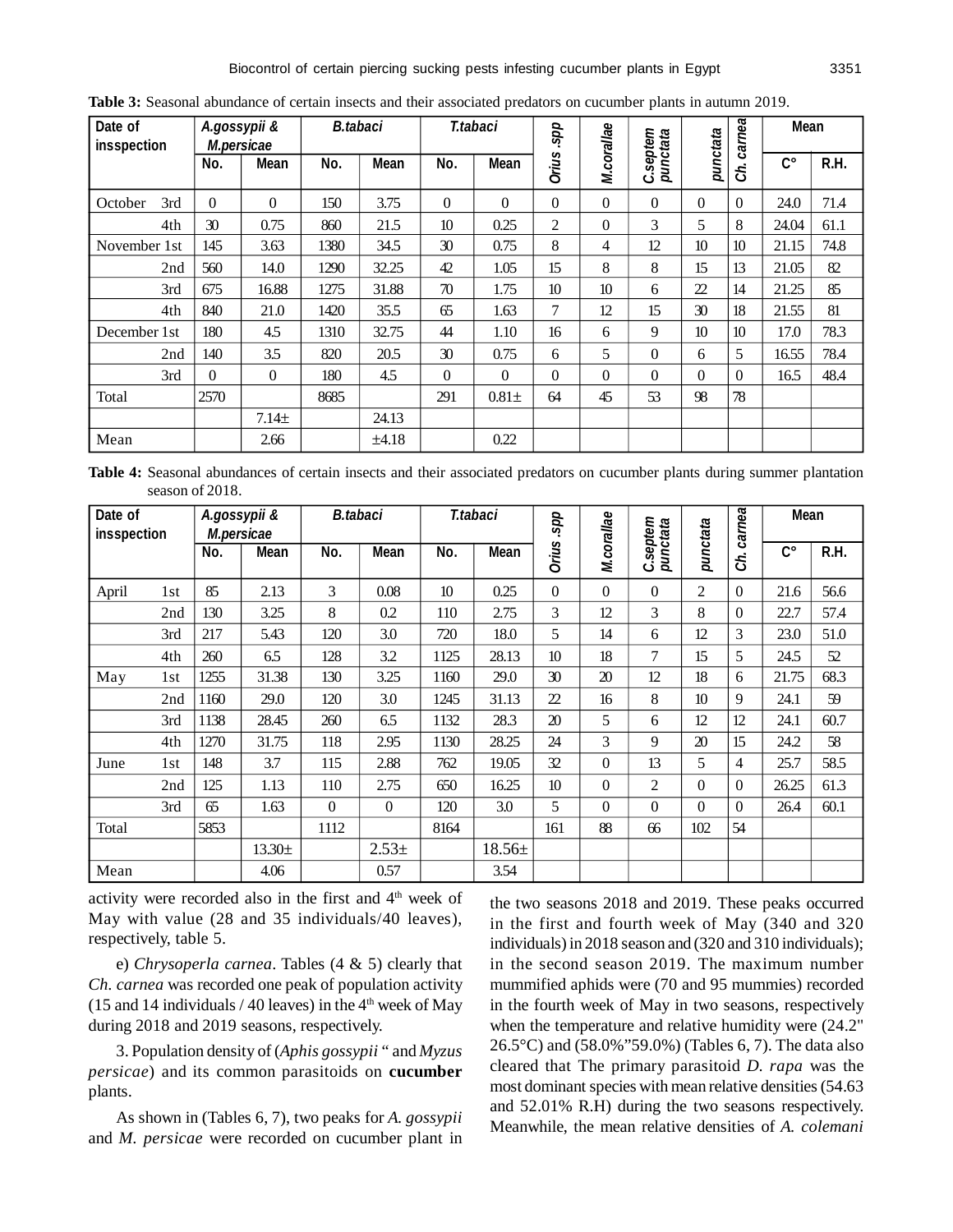**Table 3:** Seasonal abundance of certain insects and their associated predators on cucumber plants in autumn 2019.

| Date of insspection | | A.gossypii & M.persicae | | B.tabaci | | T.tabaci | | Orius .spp | M.corallae | C.septem punctata | punctata | Ch. carnea | Mean | |
|---|---|---|---|---|---|---|---|---|---|---|---|---|---|---|
| | | No. | Mean | No. | Mean | No. | Mean | | | | | | C° | R.H. |
| October | 3rd | 0 | 0 | 150 | 3.75 | 0 | 0 | 0 | 0 | 0 | 0 | 0 | 24.0 | 71.4 |
| | 4th | 30 | 0.75 | 860 | 21.5 | 10 | 0.25 | 2 | 0 | 3 | 5 | 8 | 24.04 | 61.1 |
| November | 1st | 145 | 3.63 | 1380 | 34.5 | 30 | 0.75 | 8 | 4 | 12 | 10 | 10 | 21.15 | 74.8 |
| | 2nd | 560 | 14.0 | 1290 | 32.25 | 42 | 1.05 | 15 | 8 | 8 | 15 | 13 | 21.05 | 82 |
| | 3rd | 675 | 16.88 | 1275 | 31.88 | 70 | 1.75 | 10 | 10 | 6 | 22 | 14 | 21.25 | 85 |
| | 4th | 840 | 21.0 | 1420 | 35.5 | 65 | 1.63 | 7 | 12 | 15 | 30 | 18 | 21.55 | 81 |
| December | 1st | 180 | 4.5 | 1310 | 32.75 | 44 | 1.10 | 16 | 6 | 9 | 10 | 10 | 17.0 | 78.3 |
| | 2nd | 140 | 3.5 | 820 | 20.5 | 30 | 0.75 | 6 | 5 | 0 | 6 | 5 | 16.55 | 78.4 |
| | 3rd | 0 | 0 | 180 | 4.5 | 0 | 0 | 0 | 0 | 0 | 0 | 0 | 16.5 | 48.4 |
| Total | | 2570 | | 8685 | | 291 | 0.81± | 64 | 45 | 53 | 98 | 78 | | |
| | | | 7.14± | | 24.13 | | | | | | | | | |
| Mean | | | 2.66 | | ±4.18 | | 0.22 | | | | | | | |

**Table 4:** Seasonal abundances of certain insects and their associated predators on cucumber plants during summer plantation season of 2018.

| Date of insspection | | A.gossypii & M.persicae | | B.tabaci | | T.tabaci | | Orius .spp | M.corallae | C.septem punctata | punctata | Ch. carnea | Mean | |
|---|---|---|---|---|---|---|---|---|---|---|---|---|---|---|
| | | No. | Mean | No. | Mean | No. | Mean | | | | | | C° | R.H. |
| April | 1st | 85 | 2.13 | 3 | 0.08 | 10 | 0.25 | 0 | 0 | 0 | 2 | 0 | 21.6 | 56.6 |
| | 2nd | 130 | 3.25 | 8 | 0.2 | 110 | 2.75 | 3 | 12 | 3 | 8 | 0 | 22.7 | 57.4 |
| | 3rd | 217 | 5.43 | 120 | 3.0 | 720 | 18.0 | 5 | 14 | 6 | 12 | 3 | 23.0 | 51.0 |
| | 4th | 260 | 6.5 | 128 | 3.2 | 1125 | 28.13 | 10 | 18 | 7 | 15 | 5 | 24.5 | 52 |
| May | 1st | 1255 | 31.38 | 130 | 3.25 | 1160 | 29.0 | 30 | 20 | 12 | 18 | 6 | 21.75 | 68.3 |
| | 2nd | 1160 | 29.0 | 120 | 3.0 | 1245 | 31.13 | 22 | 16 | 8 | 10 | 9 | 24.1 | 59 |
| | 3rd | 1138 | 28.45 | 260 | 6.5 | 1132 | 28.3 | 20 | 5 | 6 | 12 | 12 | 24.1 | 60.7 |
| | 4th | 1270 | 31.75 | 118 | 2.95 | 1130 | 28.25 | 24 | 3 | 9 | 20 | 15 | 24.2 | 58 |
| June | 1st | 148 | 3.7 | 115 | 2.88 | 762 | 19.05 | 32 | 0 | 13 | 5 | 4 | 25.7 | 58.5 |
| | 2nd | 125 | 1.13 | 110 | 2.75 | 650 | 16.25 | 10 | 0 | 2 | 0 | 0 | 26.25 | 61.3 |
| | 3rd | 65 | 1.63 | 0 | 0 | 120 | 3.0 | 5 | 0 | 0 | 0 | 0 | 26.4 | 60.1 |
| Total | | 5853 | | 1112 | | 8164 | | 161 | 88 | 66 | 102 | 54 | | |
| | | | 13.30± | | 2.53± | | 18.56± | | | | | | | |
| Mean | | | 4.06 | | 0.57 | | 3.54 | | | | | | | |

activity were recorded also in the first and 4th week of May with value (28 and 35 individuals/40 leaves), respectively, table 5.

e) *Chrysoperla carnea*. Tables (4 & 5) clearly that *Ch. carnea* was recorded one peak of population activity (15 and 14 individuals / 40 leaves) in the 4th week of May during 2018 and 2019 seasons, respectively.

3. Population density of (*Aphis gossypii* " and *Myzus persicae*) and its common parasitoids on **cucumber** plants.

As shown in (Tables 6, 7), two peaks for *A. gossypii* and *M. persicae* were recorded on cucumber plant in the two seasons 2018 and 2019. These peaks occurred in the first and fourth week of May (340 and 320 individuals) in 2018 season and (320 and 310 individuals); in the second season 2019. The maximum number mummified aphids were (70 and 95 mummies) recorded in the fourth week of May in two seasons, respectively when the temperature and relative humidity were (24.2" 26.5°C) and (58.0%"59.0%) (Tables 6, 7). The data also cleared that The primary parasitoid *D. rapa* was the most dominant species with mean relative densities (54.63 and 52.01% R.H) during the two seasons respectively. Meanwhile, the mean relative densities of *A. colemani*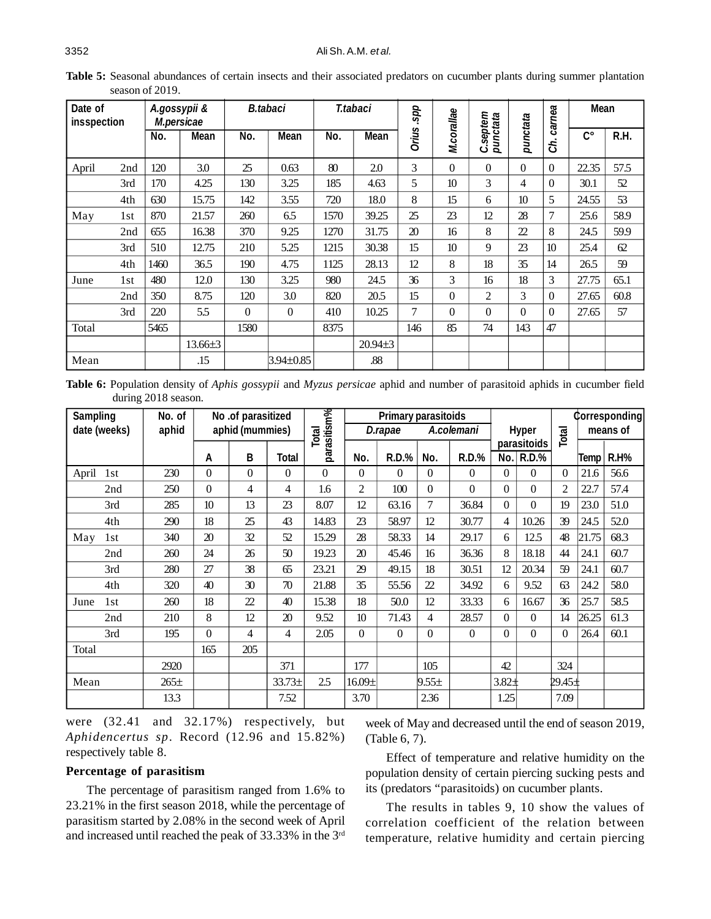**Table 5:** Seasonal abundances of certain insects and their associated predators on cucumber plants during summer plantation season of 2019.

| Date of insspection | | *A.gossypii & M.persicae* | | *B.tabaci* | | *T.tabaci* | | *Orius .spp* | *M.corallae* | *C.septem punctata* | *punctata* | *Ch. carnea* | Mean | |
|---|---|---|---|---|---|---|---|---|---|---|---|---|---|---|
| | | No. | Mean | No. | Mean | No. | Mean | | | | | | C° | R.H. |
| April | 2nd | 120 | 3.0 | 25 | 0.63 | 80 | 2.0 | 3 | 0 | 0 | 0 | 0 | 22.35 | 57.5 |
| | 3rd | 170 | 4.25 | 130 | 3.25 | 185 | 4.63 | 5 | 10 | 3 | 4 | 0 | 30.1 | 52 |
| | 4th | 630 | 15.75 | 142 | 3.55 | 720 | 18.0 | 8 | 15 | 6 | 10 | 5 | 24.55 | 53 |
| May | 1st | 870 | 21.57 | 260 | 6.5 | 1570 | 39.25 | 25 | 23 | 12 | 28 | 7 | 25.6 | 58.9 |
| | 2nd | 655 | 16.38 | 370 | 9.25 | 1270 | 31.75 | 20 | 16 | 8 | 22 | 8 | 24.5 | 59.9 |
| | 3rd | 510 | 12.75 | 210 | 5.25 | 1215 | 30.38 | 15 | 10 | 9 | 23 | 10 | 25.4 | 62 |
| | 4th | 1460 | 36.5 | 190 | 4.75 | 1125 | 28.13 | 12 | 8 | 18 | 35 | 14 | 26.5 | 59 |
| June | 1st | 480 | 12.0 | 130 | 3.25 | 980 | 24.5 | 36 | 3 | 16 | 18 | 3 | 27.75 | 65.1 |
| | 2nd | 350 | 8.75 | 120 | 3.0 | 820 | 20.5 | 15 | 0 | 2 | 3 | 0 | 27.65 | 60.8 |
| | 3rd | 220 | 5.5 | 0 | 0 | 410 | 10.25 | 7 | 0 | 0 | 0 | 0 | 27.65 | 57 |
| Total | | 5465 | | 1580 | | 8375 | | 146 | 85 | 74 | 143 | 47 | | |
| | | | 13.66±3 | | | | 20.94±3 | | | | | | | |
| Mean | | | .15 | | 3.94±0.85 | | .88 | | | | | | | |

**Table 6:** Population density of *Aphis gossypii* and *Myzus persicae* aphid and number of parasitoid aphids in cucumber field during 2018 season.

| Sampling date (weeks) | | No. of aphid | No .of parasitized aphid (mummies) | | | Total parasitism% | Primary parasitoids | | | | Hyper parasitoids | | Total | Corresponding means of | |
|---|---|---|---|---|---|---|---|---|---|---|---|---|---|---|---|
| | | | | | | | *D.rapae* | | *A.colemani* | | | | | | |
| | | | A | B | Total | | No. | R.D.% | No. | R.D.% | No. | R.D.% | | Temp | R.H% |
| April | 1st | 230 | 0 | 0 | 0 | 0 | 0 | 0 | 0 | 0 | 0 | 0 | 0 | 21.6 | 56.6 |
| | 2nd | 250 | 0 | 4 | 4 | 1.6 | 2 | 100 | 0 | 0 | 0 | 0 | 2 | 22.7 | 57.4 |
| | 3rd | 285 | 10 | 13 | 23 | 8.07 | 12 | 63.16 | 7 | 36.84 | 0 | 0 | 19 | 23.0 | 51.0 |
| | 4th | 290 | 18 | 25 | 43 | 14.83 | 23 | 58.97 | 12 | 30.77 | 4 | 10.26 | 39 | 24.5 | 52.0 |
| May | 1st | 340 | 20 | 32 | 52 | 15.29 | 28 | 58.33 | 14 | 29.17 | 6 | 12.5 | 48 | 21.75 | 68.3 |
| | 2nd | 260 | 24 | 26 | 50 | 19.23 | 20 | 45.46 | 16 | 36.36 | 8 | 18.18 | 44 | 24.1 | 60.7 |
| | 3rd | 280 | 27 | 38 | 65 | 23.21 | 29 | 49.15 | 18 | 30.51 | 12 | 20.34 | 59 | 24.1 | 60.7 |
| | 4th | 320 | 40 | 30 | 70 | 21.88 | 35 | 55.56 | 22 | 34.92 | 6 | 9.52 | 63 | 24.2 | 58.0 |
| June | 1st | 260 | 18 | 22 | 40 | 15.38 | 18 | 50.0 | 12 | 33.33 | 6 | 16.67 | 36 | 25.7 | 58.5 |
| | 2nd | 210 | 8 | 12 | 20 | 9.52 | 10 | 71.43 | 4 | 28.57 | 0 | 0 | 14 | 26.25 | 61.3 |
| | 3rd | 195 | 0 | 4 | 4 | 2.05 | 0 | 0 | 0 | 0 | 0 | 0 | 0 | 26.4 | 60.1 |
| Total | | | 165 | 205 | | | | | | | | | | | |
| | | 2920 | | | 371 | | 177 | | 105 | | 42 | | 324 | | |
| Mean | | 265± | | | 33.73± | 2.5 | 16.09± | | 9.55± | | 3.82± | | 29.45± | | |
| | | 13.3 | | | 7.52 | | 3.70 | | 2.36 | | 1.25 | | 7.09 | | |

were (32.41 and 32.17%) respectively, but *Aphidencertus sp*. Record (12.96 and 15.82%) respectively table 8.

### Percentage of parasitism

The percentage of parasitism ranged from 1.6% to 23.21% in the first season 2018, while the percentage of parasitism started by 2.08% in the second week of April and increased until reached the peak of 33.33% in the 3rd week of May and decreased until the end of season 2019, (Table 6, 7).

Effect of temperature and relative humidity on the population density of certain piercing sucking pests and its (predators "parasitoids) on cucumber plants.

The results in tables 9, 10 show the values of correlation coefficient of the relation between temperature, relative humidity and certain piercing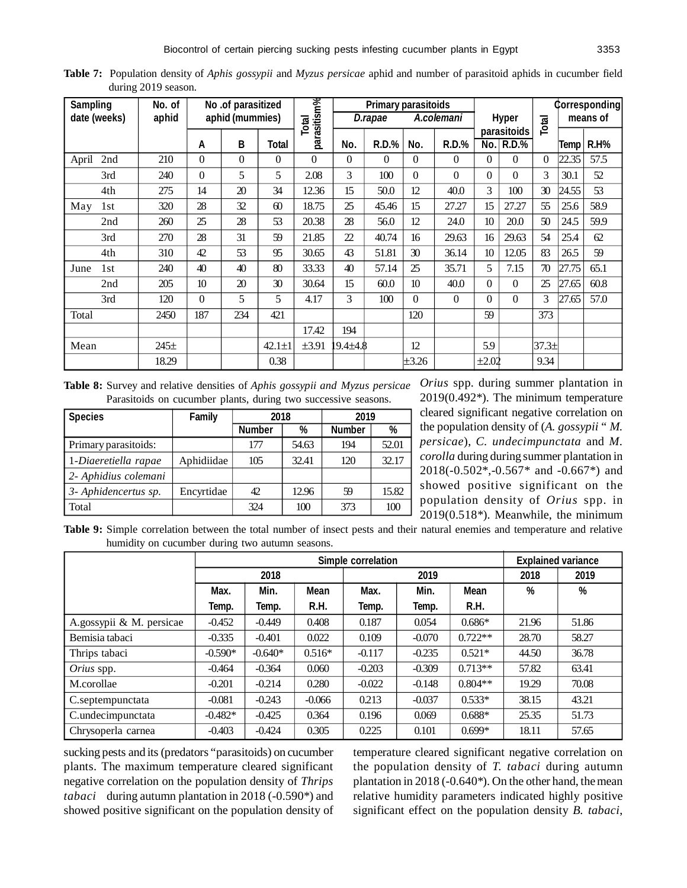**Table 7:** Population density of *Aphis gossypii* and *Myzus persicae* aphid and number of parasitoid aphids in cucumber field during 2019 season.

| Sampling date (weeks) | | No. of aphid | No .of parasitized aphid (mummies) | | | Total parasitism% | Primary parasitoids | | | | Hyper parasitoids | | Total | Corresponding means of | |
|---|---|---|---|---|---|---|---|---|---|---|---|---|---|---|---|
| | | | | | | | *D.rapae* | | *A.colemani* | | | | | | |
| | | | A | B | Total | | No. | R.D.% | No. | R.D.% | No. | R.D.% | | Temp | R.H% |
| April | 2nd | 210 | 0 | 0 | 0 | 0 | 0 | 0 | 0 | 0 | 0 | 0 | 0 | 22.35 | 57.5 |
| | 3rd | 240 | 0 | 5 | 5 | 2.08 | 3 | 100 | 0 | 0 | 0 | 0 | 3 | 30.1 | 52 |
| | 4th | 275 | 14 | 20 | 34 | 12.36 | 15 | 50.0 | 12 | 40.0 | 3 | 100 | 30 | 24.55 | 53 |
| May | 1st | 320 | 28 | 32 | 60 | 18.75 | 25 | 45.46 | 15 | 27.27 | 15 | 27.27 | 55 | 25.6 | 58.9 |
| | 2nd | 260 | 25 | 28 | 53 | 20.38 | 28 | 56.0 | 12 | 24.0 | 10 | 20.0 | 50 | 24.5 | 59.9 |
| | 3rd | 270 | 28 | 31 | 59 | 21.85 | 22 | 40.74 | 16 | 29.63 | 16 | 29.63 | 54 | 25.4 | 62 |
| | 4th | 310 | 42 | 53 | 95 | 30.65 | 43 | 51.81 | 30 | 36.14 | 10 | 12.05 | 83 | 26.5 | 59 |
| June | 1st | 240 | 40 | 40 | 80 | 33.33 | 40 | 57.14 | 25 | 35.71 | 5 | 7.15 | 70 | 27.75 | 65.1 |
| | 2nd | 205 | 10 | 20 | 30 | 30.64 | 15 | 60.0 | 10 | 40.0 | 0 | 0 | 25 | 27.65 | 60.8 |
| | 3rd | 120 | 0 | 5 | 5 | 4.17 | 3 | 100 | 0 | 0 | 0 | 0 | 3 | 27.65 | 57.0 |
| Total | | 2450 | 187 | 234 | 421 | | | | 120 | | 59 | | 373 | | |
| | | | | | | 17.42 | 194 | | | | | | | | |
| Mean | | 245± | | | 42.1±1 | ±3.91 | 19.4±4.8 | | 12 | | 5.9 | | 37.3± | | |
| | | 18.29 | | | 0.38 | | | | ±3.26 | | ±2.02 | | 9.34 | | |

**Table 8:** Survey and relative densities of *Aphis gossypii and Myzus persicae* Parasitoids on cucumber plants, during two successive seasons.

| Species | Family | 2018 | | 2019 | |
|---|---|---|---|---|---|
| | | Number | % | Number | % |
| Primary parasitoids: | | 177 | 54.63 | 194 | 52.01 |
| 1-*Diaeretiella rapae* | Aphidiidae | 105 | 32.41 | 120 | 32.17 |
| 2- *Aphidius colemani* | | | | | |
| 3- *Aphidencertus sp.* | Encyrtidae | 42 | 12.96 | 59 | 15.82 |
| Total | | 324 | 100 | 373 | 100 |

**Table 9:** Simple correlation between the total number of insect pests and their natural enemies and temperature and relative humidity on cucumber during two autumn seasons.

| | Simple correlation | | | | | | Explained variance | |
|---|---|---|---|---|---|---|---|---|
| | 2018 | | | 2019 | | | 2018 | 2019 |
| | Max. Temp. | Min. Temp. | Mean R.H. | Max. Temp. | Min. Temp. | Mean R.H. | % | % |
| A.gossypii & M. persicae | -0.452 | -0.449 | 0.408 | 0.187 | 0.054 | 0.686* | 21.96 | 51.86 |
| Bemisia tabaci | -0.335 | -0.401 | 0.022 | 0.109 | -0.070 | 0.722** | 28.70 | 58.27 |
| Thrips tabaci | -0.590* | -0.640* | 0.516* | -0.117 | -0.235 | 0.521* | 44.50 | 36.78 |
| *Orius* spp. | -0.464 | -0.364 | 0.060 | -0.203 | -0.309 | 0.713** | 57.82 | 63.41 |
| M.corollae | -0.201 | -0.214 | 0.280 | -0.022 | -0.148 | 0.804** | 19.29 | 70.08 |
| C.septempunctata | -0.081 | -0.243 | -0.066 | 0.213 | -0.037 | 0.533* | 38.15 | 43.21 |
| C.undecimpunctata | -0.482* | -0.425 | 0.364 | 0.196 | 0.069 | 0.688* | 25.35 | 51.73 |
| Chrysoperla carnea | -0.403 | -0.424 | 0.305 | 0.225 | 0.101 | 0.699* | 18.11 | 57.65 |

sucking pests and its (predators "parasitoids) on cucumber plants. The maximum temperature cleared significant negative correlation on the population density of *Thrips tabaci* during autumn plantation in 2018 (-0.590*) and showed positive significant on the population density of *Orius* spp. during summer plantation in 2019(0.492*). The minimum temperature cleared significant negative correlation on the population density of (*A. gossypii* " *M. persicae*), *C. undecimpunctata* and *M. corolla* during during summer plantation in 2018(-0.502*,-0.567* and -0.667*) and showed positive significant on the population density of *Orius* spp. in 2019(0.518*). Meanwhile, the minimum temperature cleared significant negative correlation on the population density of *T. tabaci* during autumn plantation in 2018 (-0.640*). On the other hand, the mean relative humidity parameters indicated highly positive significant effect on the population density *B. tabaci*,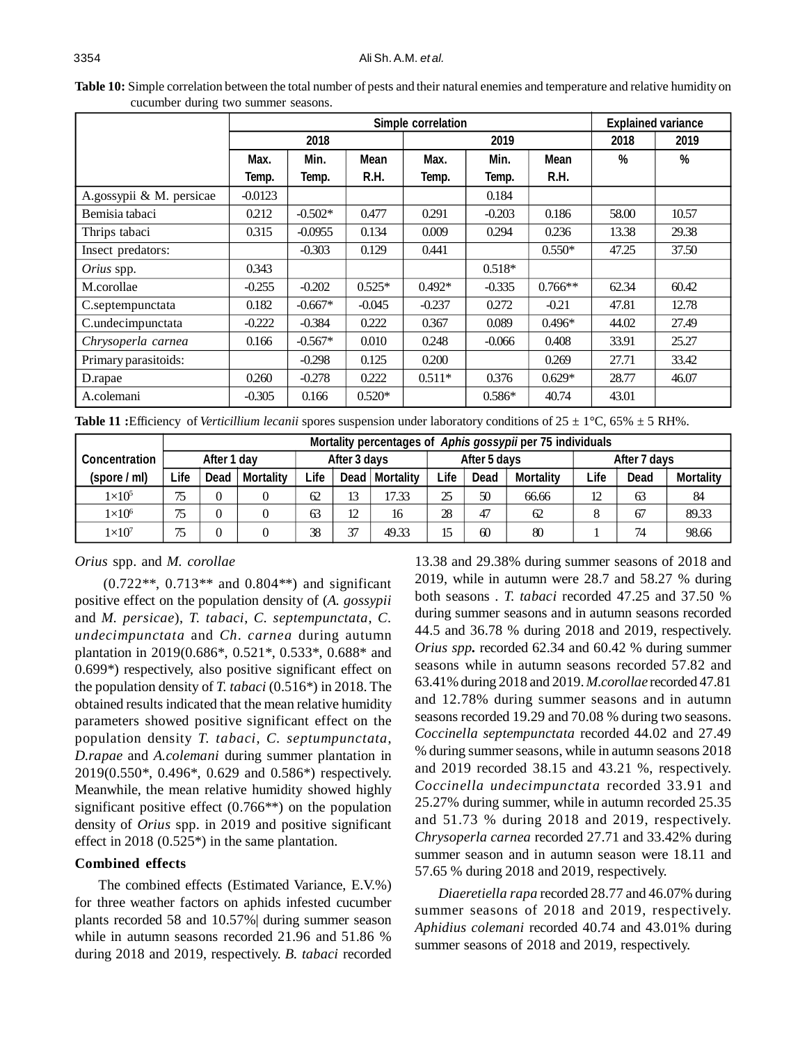**Table 10:** Simple correlation between the total number of pests and their natural enemies and temperature and relative humidity on cucumber during two summer seasons.

| | Simple correlation | | | | | | Explained variance | |
|---|---|---|---|---|---|---|---|---|
| | 2018 | | | 2019 | | | 2018 | 2019 |
| | Max. Temp. | Min. Temp. | Mean R.H. | Max. Temp. | Min. Temp. | Mean R.H. | % | % |
| A.gossypii & M. persicae | -0.0123 | | | | 0.184 | | | |
| Bemisia tabaci | 0.212 | -0.502* | 0.477 | 0.291 | -0.203 | 0.186 | 58.00 | 10.57 |
| Thrips tabaci | 0.315 | -0.0955 | 0.134 | 0.009 | 0.294 | 0.236 | 13.38 | 29.38 |
| Insect predators: | | -0.303 | 0.129 | 0.441 | | 0.550* | 47.25 | 37.50 |
| *Orius* spp. | 0.343 | | | | 0.518* | | | |
| M.corollae | -0.255 | -0.202 | 0.525* | 0.492* | -0.335 | 0.766** | 62.34 | 60.42 |
| C.septempunctata | 0.182 | -0.667* | -0.045 | -0.237 | 0.272 | -0.21 | 47.81 | 12.78 |
| C.undecimpunctata | -0.222 | -0.384 | 0.222 | 0.367 | 0.089 | 0.496* | 44.02 | 27.49 |
| *Chrysoperla carnea* | 0.166 | -0.567* | 0.010 | 0.248 | -0.066 | 0.408 | 33.91 | 25.27 |
| Primary parasitoids: | | -0.298 | 0.125 | 0.200 | | 0.269 | 27.71 | 33.42 |
| D.rapae | 0.260 | -0.278 | 0.222 | 0.511* | 0.376 | 0.629* | 28.77 | 46.07 |
| A.colemani | -0.305 | 0.166 | 0.520* | | 0.586* | 40.74 | 43.01 | |

**Table 11 :**Efficiency of *Verticillium lecanii* spores suspension under laboratory conditions of 25 ± 1°C, 65% ± 5 RH%.

| Concentration (spore / ml) | Mortality percentages of *Aphis gossypii* per 75 individuals | | | | | | | | | | | |
|---|---|---|---|---|---|---|---|---|---|---|---|---|
| | After 1 day | | | After 3 days | | | After 5 days | | | After 7 days | | |
| | Life | Dead | Mortality | Life | Dead | Mortality | Life | Dead | Mortality | Life | Dead | Mortality |
| $1\times10^5$ | 75 | 0 | 0 | 62 | 13 | 17.33 | 25 | 50 | 66.66 | 12 | 63 | 84 |
| $1\times10^6$ | 75 | 0 | 0 | 63 | 12 | 16 | 28 | 47 | 62 | 8 | 67 | 89.33 |
| $1\times10^7$ | 75 | 0 | 0 | 38 | 37 | 49.33 | 15 | 60 | 80 | 1 | 74 | 98.66 |

*Orius* spp. and *M. corollae*

(0.722**, 0.713** and 0.804**) and significant positive effect on the population density of (*A. gossypii* and *M. persicae*), *T. tabaci*, *C. septempunctata*, *C. undecimpunctata* and *Ch. carnea* during autumn plantation in 2019(0.686*, 0.521*, 0.533*, 0.688* and 0.699*) respectively, also positive significant effect on the population density of *T. tabaci* (0.516*) in 2018. The obtained results indicated that the mean relative humidity parameters showed positive significant effect on the population density *T. tabaci*, *C. septumpunctata*, *D.rapae* and *A.colemani* during summer plantation in 2019(0.550*, 0.496*, 0.629 and 0.586*) respectively. Meanwhile, the mean relative humidity showed highly significant positive effect (0.766**) on the population density of *Orius* spp. in 2019 and positive significant effect in 2018 (0.525*) in the same plantation.

### Combined effects

The combined effects (Estimated Variance, E.V.%) for three weather factors on aphids infested cucumber plants recorded 58 and 10.57%| during summer season while in autumn seasons recorded 21.96 and 51.86 % during 2018 and 2019, respectively. *B. tabaci* recorded 13.38 and 29.38% during summer seasons of 2018 and 2019, while in autumn were 28.7 and 58.27 % during both seasons . *T. tabaci* recorded 47.25 and 37.50 % during summer seasons and in autumn seasons recorded 44.5 and 36.78 % during 2018 and 2019, respectively. *Orius spp***.** recorded 62.34 and 60.42 % during summer seasons while in autumn seasons recorded 57.82 and 63.41% during 2018 and 2019. *M.corollae* recorded 47.81 and 12.78% during summer seasons and in autumn seasons recorded 19.29 and 70.08 % during two seasons. *Coccinella septempunctata* recorded 44.02 and 27.49 % during summer seasons, while in autumn seasons 2018 and 2019 recorded 38.15 and 43.21 %, respectively. *Coccinella undecimpunctata* recorded 33.91 and 25.27% during summer, while in autumn recorded 25.35 and 51.73 % during 2018 and 2019, respectively. *Chrysoperla carnea* recorded 27.71 and 33.42% during summer season and in autumn season were 18.11 and 57.65 % during 2018 and 2019, respectively.

*Diaeretiella rapa* recorded 28.77 and 46.07% during summer seasons of 2018 and 2019, respectively. *Aphidius colemani* recorded 40.74 and 43.01% during summer seasons of 2018 and 2019, respectively.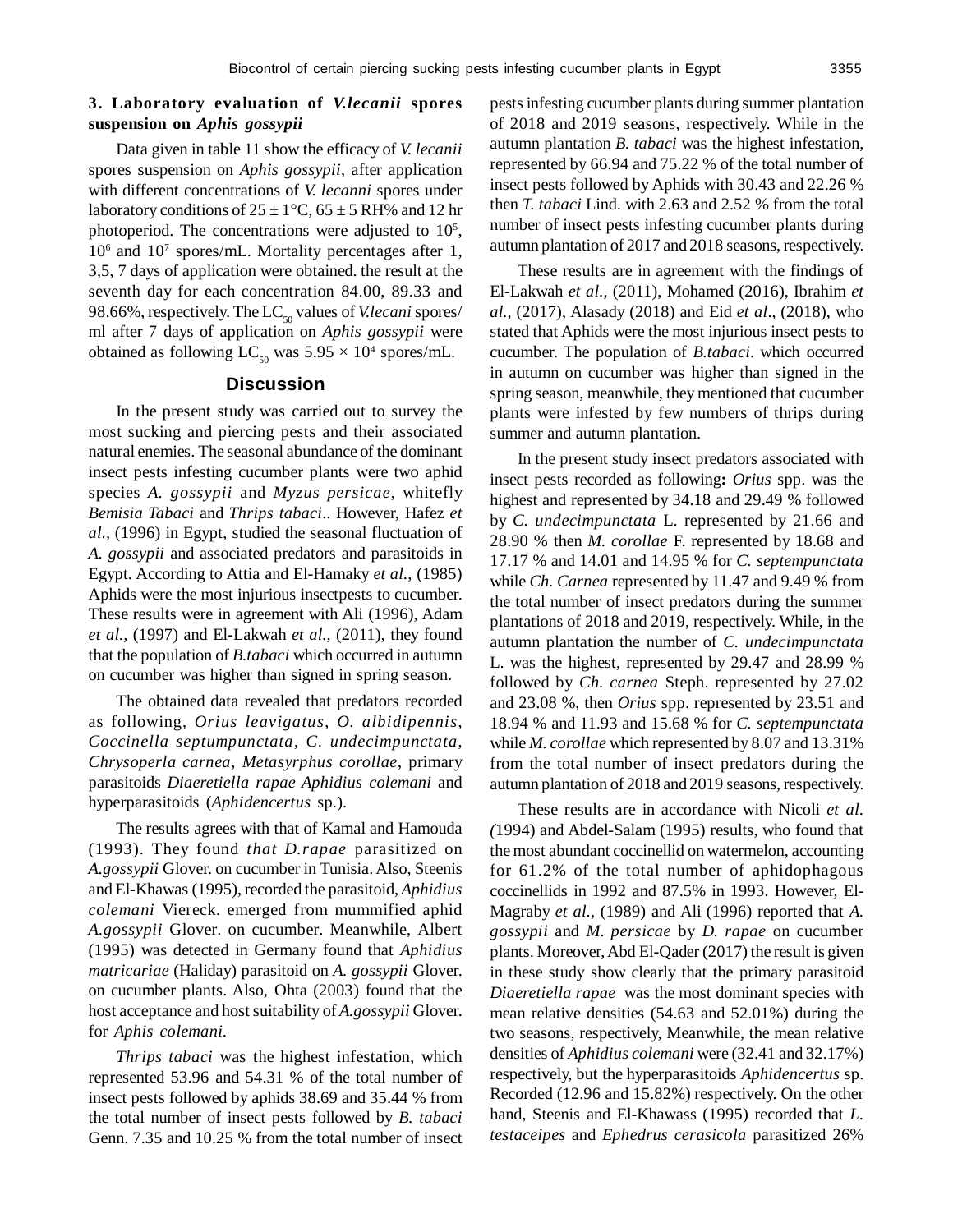### 3. Laboratory evaluation of *V.lecanii* spores suspension on *Aphis gossypii*

Data given in table 11 show the efficacy of *V. lecanii* spores suspension on *Aphis gossypii*, after application with different concentrations of *V. lecanni* spores under laboratory conditions of 25 ± 1°C, 65 ± 5 RH% and 12 hr photoperiod. The concentrations were adjusted to $10^5$, $10^6$ and $10^7$ spores/mL. Mortality percentages after 1, 3,5, 7 days of application were obtained. the result at the seventh day for each concentration 84.00, 89.33 and 98.66%, respectively. The $LC_{50}$ values of *V.lecani* spores/ml after 7 days of application on *Aphis gossypii* were obtained as following $LC_{50}$ was $5.95 \times 10^4$ spores/mL.

## Discussion

In the present study was carried out to survey the most sucking and piercing pests and their associated natural enemies. The seasonal abundance of the dominant insect pests infesting cucumber plants were two aphid species *A. gossypii* and *Myzus persicae*, whitefly *Bemisia Tabaci* and *Thrips tabaci*.. However, Hafez *et al.,* (1996) in Egypt, studied the seasonal fluctuation of *A. gossypii* and associated predators and parasitoids in Egypt. According to Attia and El-Hamaky *et al.,* (1985) Aphids were the most injurious insectpests to cucumber. These results were in agreement with Ali (1996), Adam *et al.,* (1997) and El-Lakwah *et al.,* (2011), they found that the population of *B.tabaci* which occurred in autumn on cucumber was higher than signed in spring season.

The obtained data revealed that predators recorded as following, *Orius leavigatus*, *O. albidipennis*, *Coccinella septumpunctata*, *C. undecimpunctata*, *Chrysoperla carnea*, *Metasyrphus corollae*, primary parasitoids *Diaeretiella rapae Aphidius colemani* and hyperparasitoids (*Aphidencertus* sp.).

The results agrees with that of Kamal and Hamouda (1993). They found *that D.rapae* parasitized on *A.gossypii* Glover. on cucumber in Tunisia. Also, Steenis and El-Khawas (1995), recorded the parasitoid, *Aphidius colemani* Viereck. emerged from mummified aphid *A.gossypii* Glover. on cucumber. Meanwhile, Albert (1995) was detected in Germany found that *Aphidius matricariae* (Haliday) parasitoid on *A. gossypii* Glover. on cucumber plants. Also, Ohta (2003) found that the host acceptance and host suitability of *A.gossypii* Glover. for *Aphis colemani.*

*Thrips tabaci* was the highest infestation, which represented 53.96 and 54.31 % of the total number of insect pests followed by aphids 38.69 and 35.44 % from the total number of insect pests followed by *B. tabaci* Genn. 7.35 and 10.25 % from the total number of insect pests infesting cucumber plants during summer plantation of 2018 and 2019 seasons, respectively. While in the autumn plantation *B. tabaci* was the highest infestation, represented by 66.94 and 75.22 % of the total number of insect pests followed by Aphids with 30.43 and 22.26 % then *T. tabaci* Lind. with 2.63 and 2.52 % from the total number of insect pests infesting cucumber plants during autumn plantation of 2017 and 2018 seasons, respectively.

These results are in agreement with the findings of El-Lakwah *et al.,* (2011), Mohamed (2016), Ibrahim *et al.,* (2017), Alasady (2018) and Eid *et al*., (2018), who stated that Aphids were the most injurious insect pests to cucumber. The population of *B.tabaci*. which occurred in autumn on cucumber was higher than signed in the spring season, meanwhile, they mentioned that cucumber plants were infested by few numbers of thrips during summer and autumn plantation.

In the present study insect predators associated with insect pests recorded as following**:** *Orius* spp. was the highest and represented by 34.18 and 29.49 % followed by *C. undecimpunctata* L. represented by 21.66 and 28.90 % then *M. corollae* F. represented by 18.68 and 17.17 % and 14.01 and 14.95 % for *C. septempunctata* while *Ch. Carnea* represented by 11.47 and 9.49 % from the total number of insect predators during the summer plantations of 2018 and 2019, respectively. While, in the autumn plantation the number of *C. undecimpunctata* L. was the highest, represented by 29.47 and 28.99 % followed by *Ch. carnea* Steph. represented by 27.02 and 23.08 %, then *Orius* spp. represented by 23.51 and 18.94 % and 11.93 and 15.68 % for *C. septempunctata* while *M. corollae* which represented by 8.07 and 13.31% from the total number of insect predators during the autumn plantation of 2018 and 2019 seasons, respectively.

These results are in accordance with Nicoli *et al. (*1994) and Abdel-Salam (1995) results, who found that the most abundant coccinellid on watermelon, accounting for 61.2% of the total number of aphidophagous coccinellids in 1992 and 87.5% in 1993. However, El-Magraby *et al.,* (1989) and Ali (1996) reported that *A. gossypii* and *M. persicae* by *D. rapae* on cucumber plants. Moreover, Abd El-Qader (2017) the result is given in these study show clearly that the primary parasitoid *Diaeretiella rapae* was the most dominant species with mean relative densities (54.63 and 52.01%) during the two seasons, respectively, Meanwhile, the mean relative densities of *Aphidius colemani* were (32.41 and 32.17%) respectively, but the hyperparasitoids *Aphidencertus* sp. Recorded (12.96 and 15.82%) respectively. On the other hand, Steenis and El-Khawass (1995) recorded that *L. testaceipes* and *Ephedrus cerasicola* parasitized 26%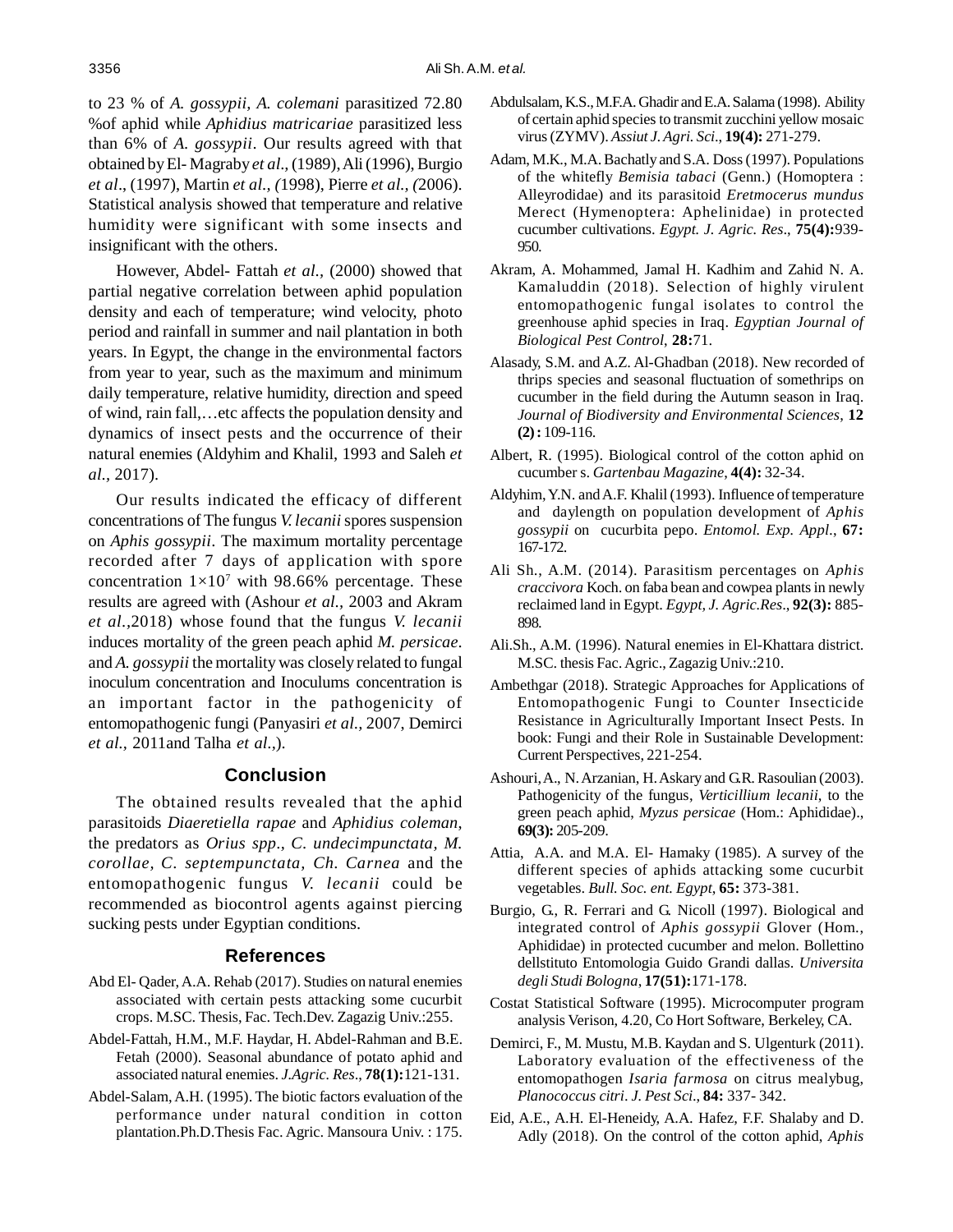to 23 % of *A. gossypii, A. colemani* parasitized 72.80 %of aphid while *Aphidius matricariae* parasitized less than 6% of *A. gossypii*. Our results agreed with that obtained by El- Magraby *et al*., (1989), Ali (1996), Burgio *et al*., (1997), Martin *et al., (*1998), Pierre *et al., (*2006). Statistical analysis showed that temperature and relative humidity were significant with some insects and insignificant with the others.

However, Abdel- Fattah *et al.,* (2000) showed that partial negative correlation between aphid population density and each of temperature; wind velocity, photo period and rainfall in summer and nail plantation in both years. In Egypt, the change in the environmental factors from year to year, such as the maximum and minimum daily temperature, relative humidity, direction and speed of wind, rain fall,…etc affects the population density and dynamics of insect pests and the occurrence of their natural enemies (Aldyhim and Khalil, 1993 and Saleh *et al.,* 2017).

Our results indicated the efficacy of different concentrations of The fungus *V. lecanii* spores suspension on *Aphis gossypii*. The maximum mortality percentage recorded after 7 days of application with spore concentration $1 \times 10^7$ with 98.66% percentage. These results are agreed with (Ashour *et al.*, 2003 and Akram *et al.,*2018) whose found that the fungus *V. lecanii* induces mortality of the green peach aphid *M. persicae*. and *A. gossypii* the mortality was closely related to fungal inoculum concentration and Inoculums concentration is an important factor in the pathogenicity of entomopathogenic fungi (Panyasiri *et al.,* 2007, Demirci *et al.,* 2011and Talha *et al.,*).

## Conclusion

The obtained results revealed that the aphid parasitoids *Diaeretiella rapae* and *Aphidius coleman*, the predators as *Orius spp., C. undecimpunctata, M. corollae, C. septempunctata, Ch. Carnea* and the entomopathogenic fungus *V. lecanii* could be recommended as biocontrol agents against piercing sucking pests under Egyptian conditions.

## References

Abd El- Qader, A.A. Rehab (2017). Studies on natural enemies associated with certain pests attacking some cucurbit crops. M.SC. Thesis, Fac. Tech.Dev. Zagazig Univ.:255.

Abdel-Fattah, H.M., M.F. Haydar, H. Abdel-Rahman and B.E. Fetah (2000). Seasonal abundance of potato aphid and associated natural enemies. *J.Agric. Res*., **78(1):**121-131.

Abdel-Salam, A.H. (1995). The biotic factors evaluation of the performance under natural condition in cotton plantation.Ph.D.Thesis Fac. Agric. Mansoura Univ. : 175.

Abdulsalam, K.S., M.F.A. Ghadir and E.A. Salama (1998). Ability of certain aphid species to transmit zucchini yellow mosaic virus (ZYMV). *Assiut J. Agri. Sci*., **19(4):** 271-279.

Adam, M.K., M.A. Bachatly and S.A. Doss (1997). Populations of the whitefly *Bemisia tabaci* (Genn.) (Homoptera : Alleyrodidae) and its parasitoid *Eretmocerus mundus* Merect (Hymenoptera: Aphelinidae) in protected cucumber cultivations. *Egypt. J. Agric. Res*., **75(4):**939-950.

Akram, A. Mohammed, Jamal H. Kadhim and Zahid N. A. Kamaluddin (2018). Selection of highly virulent entomopathogenic fungal isolates to control the greenhouse aphid species in Iraq. *Egyptian Journal of Biological Pest Control*, **28:**71.

Alasady, S.M. and A.Z. Al-Ghadban (2018). New recorded of thrips species and seasonal fluctuation of somethrips on cucumber in the field during the Autumn season in Iraq. *Journal of Biodiversity and Environmental Sciences*, **12 (2):** 109-116.

Albert, R. (1995). Biological control of the cotton aphid on cucumber s. *Gartenbau Magazine*, **4(4):** 32-34.

Aldyhim, Y.N. and A.F. Khalil (1993). Influence of temperature and daylength on population development of *Aphis gossypii* on cucurbita pepo. *Entomol. Exp. Appl*., **67:** 167-172.

Ali Sh., A.M. (2014). Parasitism percentages on *Aphis craccivora* Koch. on faba bean and cowpea plants in newly reclaimed land in Egypt. *Egypt, J. Agric.Res*., **92(3):** 885-898.

Ali.Sh., A.M. (1996). Natural enemies in El-Khattara district. M.SC. thesis Fac. Agric., Zagazig Univ.:210.

Ambethgar (2018). Strategic Approaches for Applications of Entomopathogenic Fungi to Counter Insecticide Resistance in Agriculturally Important Insect Pests. In book: Fungi and their Role in Sustainable Development: Current Perspectives, 221-254.

Ashouri, A., N. Arzanian, H. Askary and G.R. Rasoulian (2003). Pathogenicity of the fungus, *Verticillium lecanii*, to the green peach aphid, *Myzus persicae* (Hom.: Aphididae)., **69(3):** 205-209.

Attia, A.A. and M.A. El- Hamaky (1985). A survey of the different species of aphids attacking some cucurbit vegetables. *Bull. Soc. ent. Egypt*, **65:** 373-381.

Burgio, G., R. Ferrari and G. Nicoll (1997). Biological and integrated control of *Aphis gossypii* Glover (Hom., Aphididae) in protected cucumber and melon. Bollettino dellstituto Entomologia Guido Grandi dallas. *Universita degli Studi Bologna*, **17(51):**171-178.

Costat Statistical Software (1995). Microcomputer program analysis Verison, 4.20, Co Hort Software, Berkeley, CA.

Demirci, F., M. Mustu, M.B. Kaydan and S. Ulgenturk (2011). Laboratory evaluation of the effectiveness of the entomopathogen *Isaria farmosa* on citrus mealybug, *Planococcus citri*. *J. Pest Sci*., **84:** 337- 342.

Eid, A.E., A.H. El-Heneidy, A.A. Hafez, F.F. Shalaby and D. Adly (2018). On the control of the cotton aphid, *Aphis*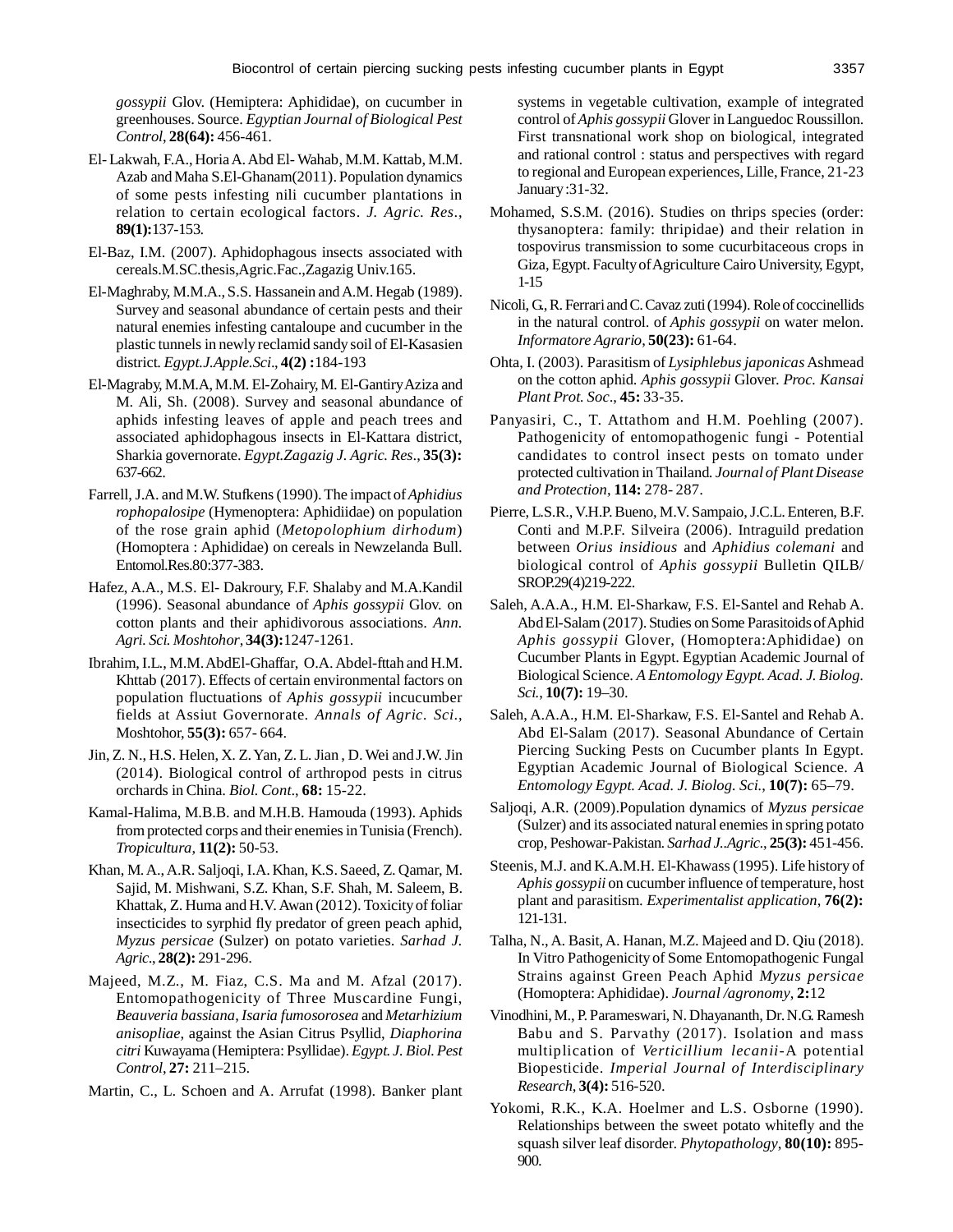*gossypii* Glov. (Hemiptera: Aphididae), on cucumber in greenhouses. Source. *Egyptian Journal of Biological Pest Control*, **28(64):** 456-461.

El- Lakwah, F.A., Horia A. Abd El- Wahab, M.M. Kattab, M.M. Azab and Maha S.El-Ghanam(2011). Population dynamics of some pests infesting nili cucumber plantations in relation to certain ecological factors. *J. Agric. Res*., **89(1):**137-153.

El-Baz, I.M. (2007). Aphidophagous insects associated with cereals.M.SC.thesis,Agric.Fac.,Zagazig Univ.165.

El-Maghraby, M.M.A., S.S. Hassanein and A.M. Hegab (1989). Survey and seasonal abundance of certain pests and their natural enemies infesting cantaloupe and cucumber in the plastic tunnels in newly reclamid sandy soil of El-Kasasien district. *Egypt.J.Apple.Sci*., **4(2) :**184-193

El-Magraby, M.M.A, M.M. El-Zohairy, M. El-Gantiry Aziza and M. Ali, Sh. (2008). Survey and seasonal abundance of aphids infesting leaves of apple and peach trees and associated aphidophagous insects in El-Kattara district, Sharkia governorate. *Egypt.Zagazig J. Agric. Res*., **35(3):** 637-662.

Farrell, J.A. and M.W. Stufkens (1990). The impact of *Aphidius rophopalosipe* (Hymenoptera: Aphidiidae) on population of the rose grain aphid (*Metopolophium dirhodum*) (Homoptera : Aphididae) on cereals in Newzelanda Bull. Entomol.Res.80:377-383.

Hafez, A.A., M.S. El- Dakroury, F.F. Shalaby and M.A.Kandil (1996). Seasonal abundance of *Aphis gossypii* Glov. on cotton plants and their aphidivorous associations. *Ann. Agri. Sci. Moshtohor*, **34(3):**1247-1261.

Ibrahim, I.L., M.M. AbdEl-Ghaffar, O.A. Abdel-fttah and H.M. Khttab (2017). Effects of certain environmental factors on population fluctuations of *Aphis gossypii* incucumber fields at Assiut Governorate. *Annals of Agric. Sci*., Moshtohor, **55(3):** 657- 664.

Jin, Z. N., H.S. Helen, X. Z. Yan, Z. L. Jian , D. Wei and J.W. Jin (2014). Biological control of arthropod pests in citrus orchards in China. *Biol. Cont*., **68:** 15-22.

Kamal-Halima, M.B.B. and M.H.B. Hamouda (1993). Aphids from protected corps and their enemies in Tunisia (French). *Tropicultura*, **11(2):** 50-53.

Khan, M. A., A.R. Saljoqi, I.A. Khan, K.S. Saeed, Z. Qamar, M. Sajid, M. Mishwani, S.Z. Khan, S.F. Shah, M. Saleem, B. Khattak, Z. Huma and H.V. Awan (2012). Toxicity of foliar insecticides to syrphid fly predator of green peach aphid, *Myzus persicae* (Sulzer) on potato varieties. *Sarhad J. Agric*., **28(2):** 291-296.

Majeed, M.Z., M. Fiaz, C.S. Ma and M. Afzal (2017). Entomopathogenicity of Three Muscardine Fungi, *Beauveria bassiana*, *Isaria fumosorosea* and *Metarhizium anisopliae*, against the Asian Citrus Psyllid, *Diaphorina citri* Kuwayama (Hemiptera: Psyllidae). *Egypt. J. Biol. Pest Control*, **27:** 211–215.

Martin, C., L. Schoen and A. Arrufat (1998). Banker plant systems in vegetable cultivation, example of integrated control of *Aphis gossypii* Glover in Languedoc Roussillon. First transnational work shop on biological, integrated and rational control : status and perspectives with regard to regional and European experiences, Lille, France, 21-23 January :31-32.

Mohamed, S.S.M. (2016). Studies on thrips species (order: thysanoptera: family: thripidae) and their relation in tospovirus transmission to some cucurbitaceous crops in Giza, Egypt. Faculty of Agriculture Cairo University, Egypt, 1-15

Nicoli, G., R. Ferrari and C. Cavaz zuti (1994). Role of coccinellids in the natural control. of *Aphis gossypii* on water melon. *Informatore Agrario*, **50(23):** 61-64.

Ohta, I. (2003). Parasitism of *Lysiphlebus japonicas* Ashmead on the cotton aphid. *Aphis gossypii* Glover. *Proc. Kansai Plant Prot. Soc*., **45:** 33-35.

Panyasiri, C., T. Attathom and H.M. Poehling (2007). Pathogenicity of entomopathogenic fungi - Potential candidates to control insect pests on tomato under protected cultivation in Thailand. *Journal of Plant Disease and Protection*, **114:** 278- 287.

Pierre, L.S.R., V.H.P. Bueno, M.V. Sampaio, J.C.L. Enteren, B.F. Conti and M.P.F. Silveira (2006). Intraguild predation between *Orius insidious* and *Aphidius colemani* and biological control of *Aphis gossypii* Bulletin QILB/ SROP.29(4)219-222.

Saleh, A.A.A., H.M. El-Sharkaw, F.S. El-Santel and Rehab A. Abd El-Salam (2017). Studies on Some Parasitoids of Aphid *Aphis gossypii* Glover, (Homoptera:Aphididae) on Cucumber Plants in Egypt. Egyptian Academic Journal of Biological Science. *A Entomology Egypt. Acad. J. Biolog. Sci*., **10(7):** 19–30.

Saleh, A.A.A., H.M. El-Sharkaw, F.S. El-Santel and Rehab A. Abd El-Salam (2017). Seasonal Abundance of Certain Piercing Sucking Pests on Cucumber plants In Egypt. Egyptian Academic Journal of Biological Science. *A Entomology Egypt. Acad. J. Biolog. Sci*., **10(7):** 65–79.

Saljoqi, A.R. (2009).Population dynamics of *Myzus persicae* (Sulzer) and its associated natural enemies in spring potato crop, Peshowar-Pakistan. *Sarhad J..Agric*., **25(3):** 451-456.

Steenis, M.J. and K.A.M.H. El-Khawass (1995). Life history of *Aphis gossypii* on cucumber influence of temperature, host plant and parasitism. *Experimentalist application*, **76(2):** 121-131.

Talha, N., A. Basit, A. Hanan, M.Z. Majeed and D. Qiu (2018). In Vitro Pathogenicity of Some Entomopathogenic Fungal Strains against Green Peach Aphid *Myzus persicae* (Homoptera: Aphididae). *Journal /agronomy*, **2:**12

Vinodhini, M., P. Parameswari, N. Dhayananth, Dr. N.G. Ramesh Babu and S. Parvathy (2017). Isolation and mass multiplication of *Verticillium lecanii*-A potential Biopesticide. *Imperial Journal of Interdisciplinary Research*, **3(4):** 516-520.

Yokomi, R.K., K.A. Hoelmer and L.S. Osborne (1990). Relationships between the sweet potato whitefly and the squash silver leaf disorder. *Phytopathology*, **80(10):** 895-900.